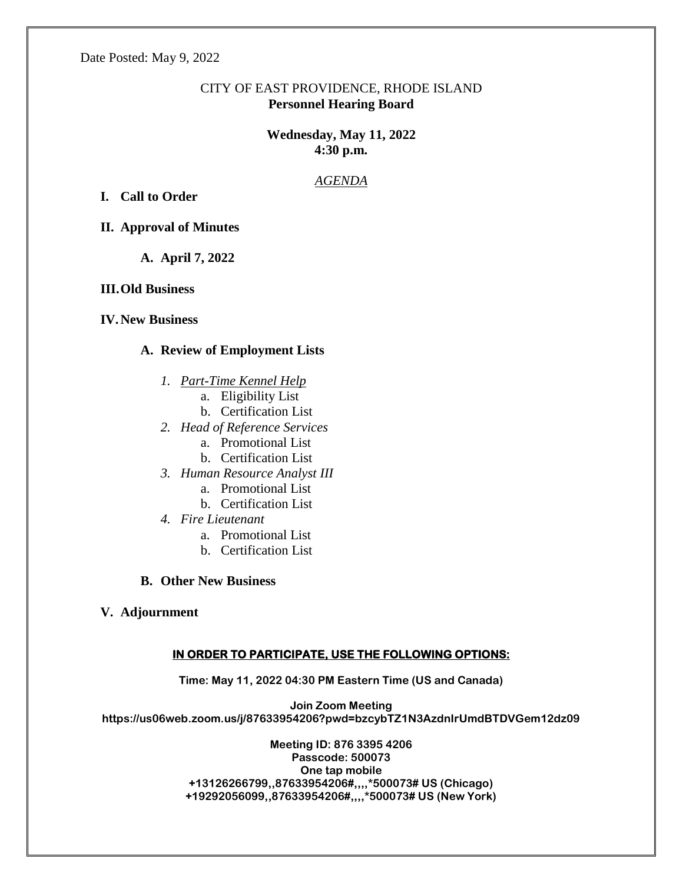Date Posted: May 9, 2022

CITY OF EAST PROVIDENCE, RHODE ISLAND
**Personnel Hearing Board**

**Wednesday, May 11, 2022**
**4:30 p.m.**

*AGENDA*

**I. Call to Order**

**II. Approval of Minutes**

**A. April 7, 2022**

**III. Old Business**

**IV. New Business**

**A. Review of Employment Lists**

1. *Part-Time Kennel Help*
   a. Eligibility List
   b. Certification List
2. *Head of Reference Services*
   a. Promotional List
   b. Certification List
3. *Human Resource Analyst III*
   a. Promotional List
   b. Certification List
4. *Fire Lieutenant*
   a. Promotional List
   b. Certification List

**B. Other New Business**

**V. Adjournment**

**IN ORDER TO PARTICIPATE, USE THE FOLLOWING OPTIONS:**

**Time: May 11, 2022 04:30 PM Eastern Time (US and Canada)**

**Join Zoom Meeting**
**https://us06web.zoom.us/j/87633954206?pwd=bzcybTZ1N3AzdnlrUmdBTDVGem12dz09**

**Meeting ID: 876 3395 4206**
**Passcode: 500073**
**One tap mobile**
**+13126266799,,87633954206#,,,,*500073# US (Chicago)**
**+19292056099,,87633954206#,,,,*500073# US (New York)**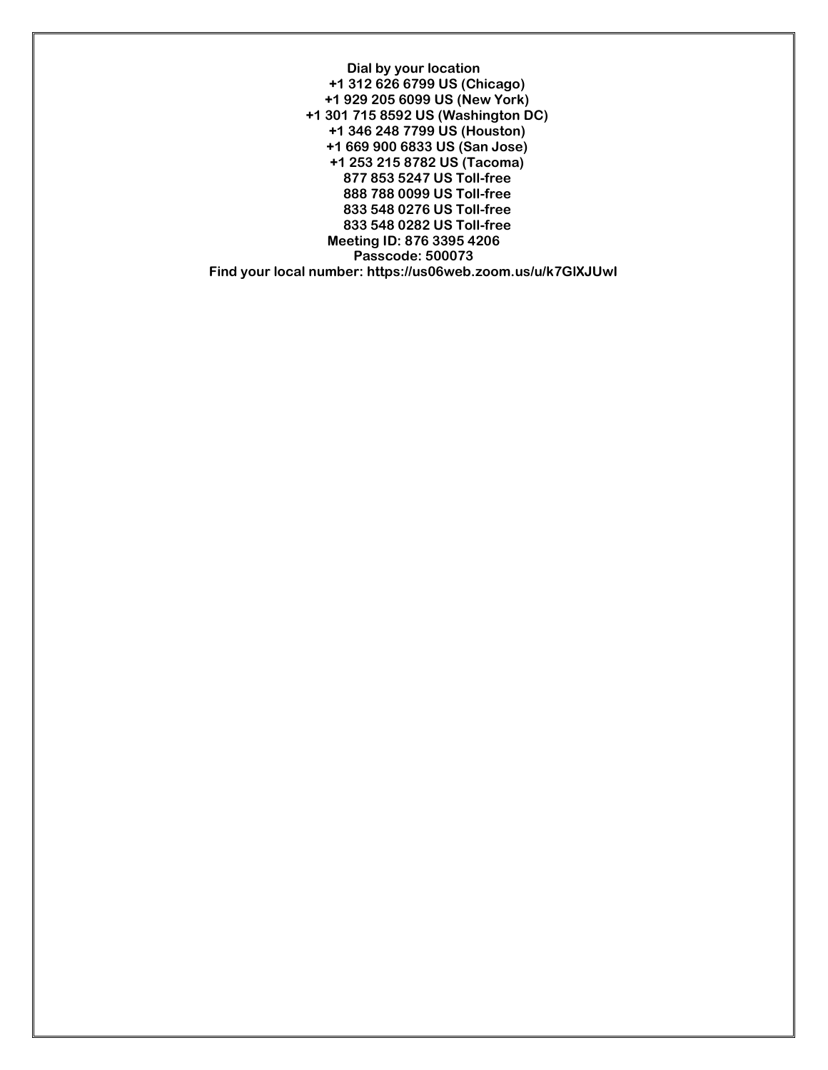**Dial by your location**
**+1 312 626 6799 US (Chicago)**
**+1 929 205 6099 US (New York)**
**+1 301 715 8592 US (Washington DC)**
**+1 346 248 7799 US (Houston)**
**+1 669 900 6833 US (San Jose)**
**+1 253 215 8782 US (Tacoma)**
**877 853 5247 US Toll-free**
**888 788 0099 US Toll-free**
**833 548 0276 US Toll-free**
**833 548 0282 US Toll-free**
**Meeting ID: 876 3395 4206**
**Passcode: 500073**
**Find your local number: https://us06web.zoom.us/u/k7GlXJUwl**